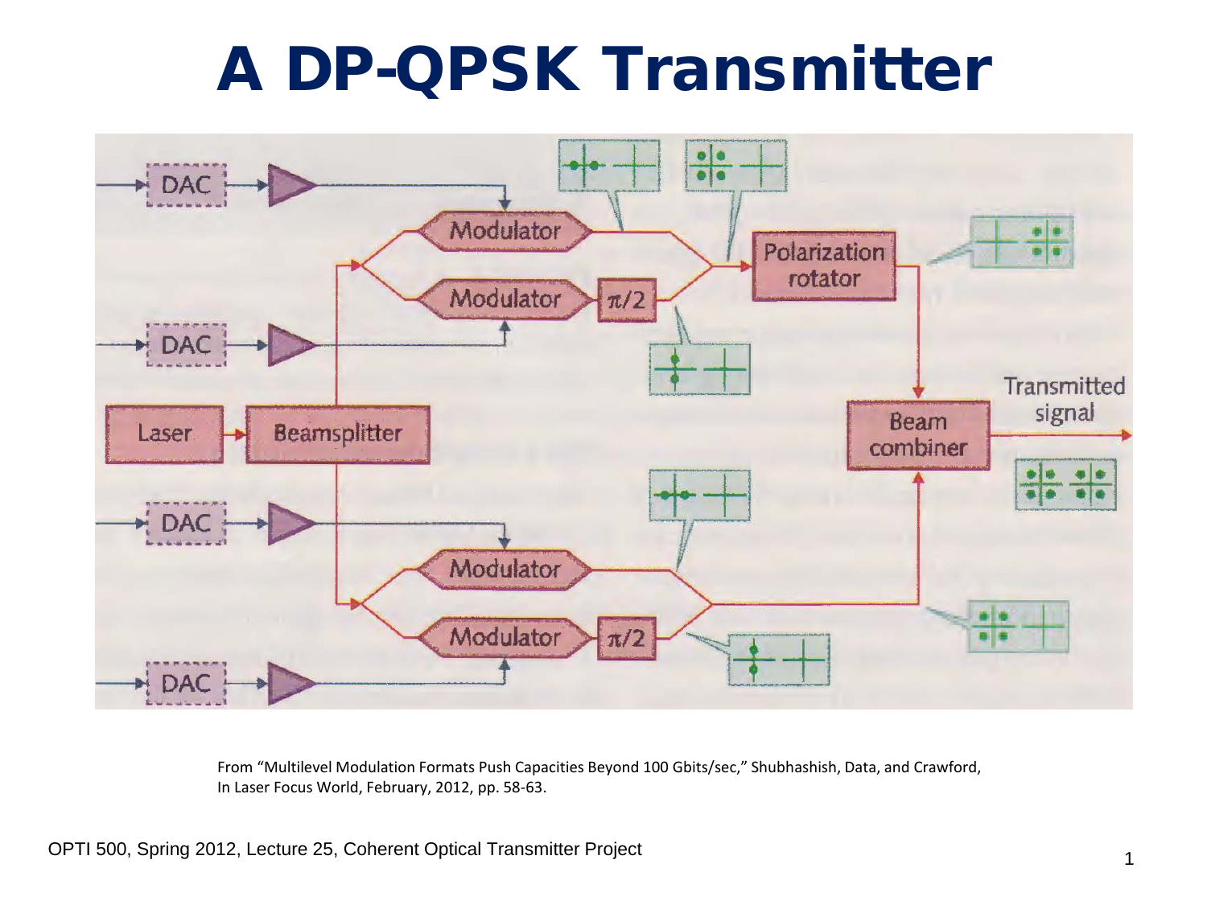# A DP-QPSK Transmitter

DAC → Modulator
DAC → Modulator → $\pi/2$
Laser → Beamsplitter
Polarization rotator
Beam combiner
Transmitted signal
DAC → Modulator
DAC → Modulator → $\pi/2$

From "Multilevel Modulation Formats Push Capacities Beyond 100 Gbits/sec," Shubhashish, Data, and Crawford, In Laser Focus World, February, 2012, pp. 58-63.

OPTI 500, Spring 2012, Lecture 25, Coherent Optical Transmitter Project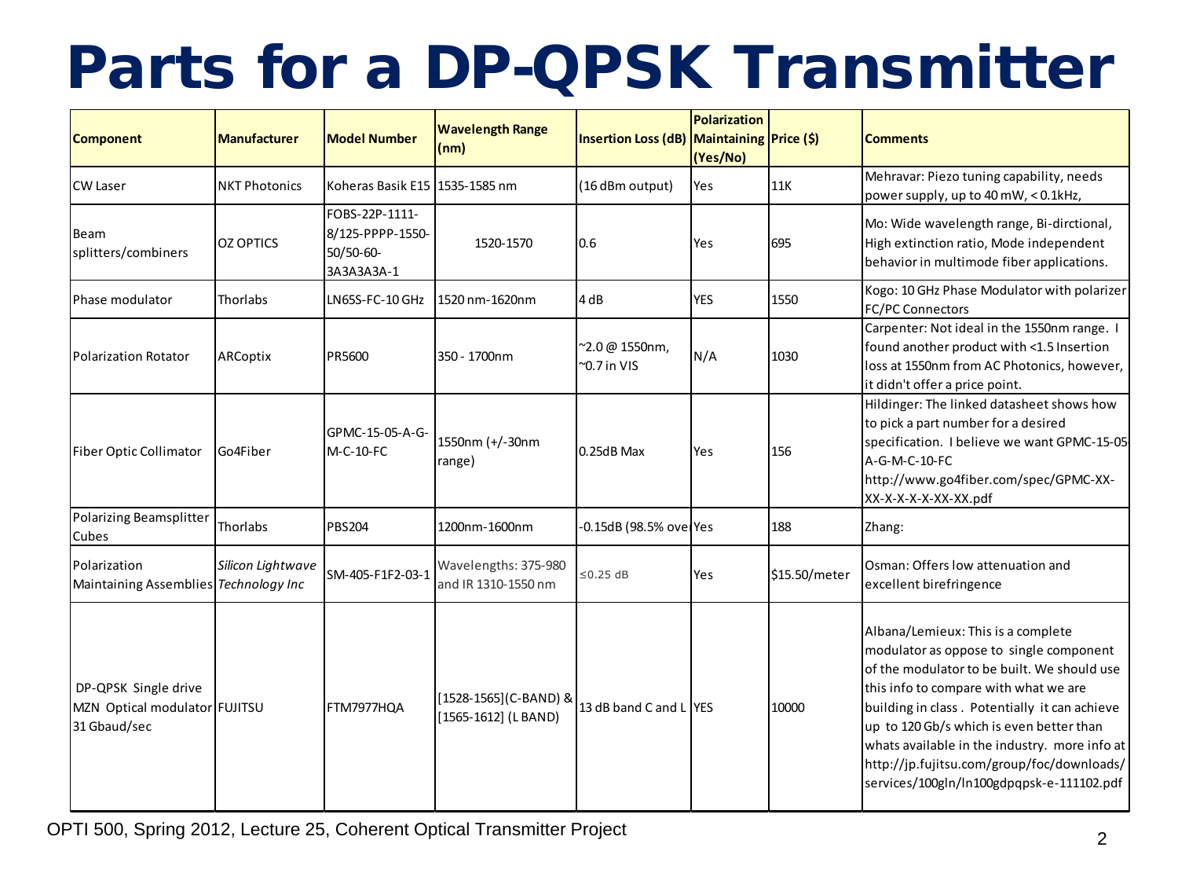# Parts for a DP-QPSK Transmitter

| Component | Manufacturer | Model Number | Wavelength Range (nm) | Insertion Loss (dB) | Polarization Maintaining (Yes/No) | Price ($) | Comments |
|---|---|---|---|---|---|---|---|
| CW Laser | NKT Photonics | Koheras Basik E15 | 1535-1585 nm | (16 dBm output) | Yes | 11K | Mehravar: Piezo tuning capability, needs power supply, up to 40 mW, < 0.1kHz, |
| Beam splitters/combiners | OZ OPTICS | FOBS-22P-1111-8/125-PPPP-1550-50/50-60-3A3A3A3A-1 | 1520-1570 | 0.6 | Yes | 695 | Mo: Wide wavelength range, Bi-dirctional, High extinction ratio, Mode independent behavior in multimode fiber applications. |
| Phase modulator | Thorlabs | LN65S-FC-10 GHz | 1520 nm-1620nm | 4 dB | YES | 1550 | Kogo: 10 GHz Phase Modulator with polarizer FC/PC Connectors |
| Polarization Rotator | ARCoptix | PR5600 | 350 - 1700nm | ~2.0 @ 1550nm, ~0.7 in VIS | N/A | 1030 | Carpenter: Not ideal in the 1550nm range. I found another product with <1.5 Insertion loss at 1550nm from AC Photonics, however, it didn't offer a price point. |
| Fiber Optic Collimator | Go4Fiber | GPMC-15-05-A-G-M-C-10-FC | 1550nm (+/-30nm range) | 0.25dB Max | Yes | 156 | Hildinger: The linked datasheet shows how to pick a part number for a desired specification. I believe we want GPMC-15-05-A-G-M-C-10-FC http://www.go4fiber.com/spec/GPMC-XX-XX-X-X-X-X-XX-XX.pdf |
| Polarizing Beamsplitter Cubes | Thorlabs | PBS204 | 1200nm-1600nm | -0.15dB (98.5% over | Yes | 188 | Zhang: |
| Polarization Maintaining Assemblies | *Silicon Lightwave Technology Inc* | SM-405-F1F2-03-1 | Wavelengths: 375-980 and IR 1310-1550 nm | ≤0.25 dB | Yes | $15.50/meter | Osman: Offers low attenuation and excellent birefringence |
| DP-QPSK Single drive MZN Optical modulator 31 Gbaud/sec | FUJITSU | FTM7977HQA | [1528-1565](C-BAND) & [1565-1612] (L BAND) | 13 dB band C and L | YES | 10000 | Albana/Lemieux: This is a complete modulator as oppose to single component of the modulator to be built. We should use this info to compare with what we are building in class . Potentially it can achieve up to 120 Gb/s which is even better than whats available in the industry. more info at http://jp.fujitsu.com/group/foc/downloads/services/100gln/ln100gdpqpsk-e-111102.pdf |

OPTI 500, Spring 2012, Lecture 25, Coherent Optical Transmitter Project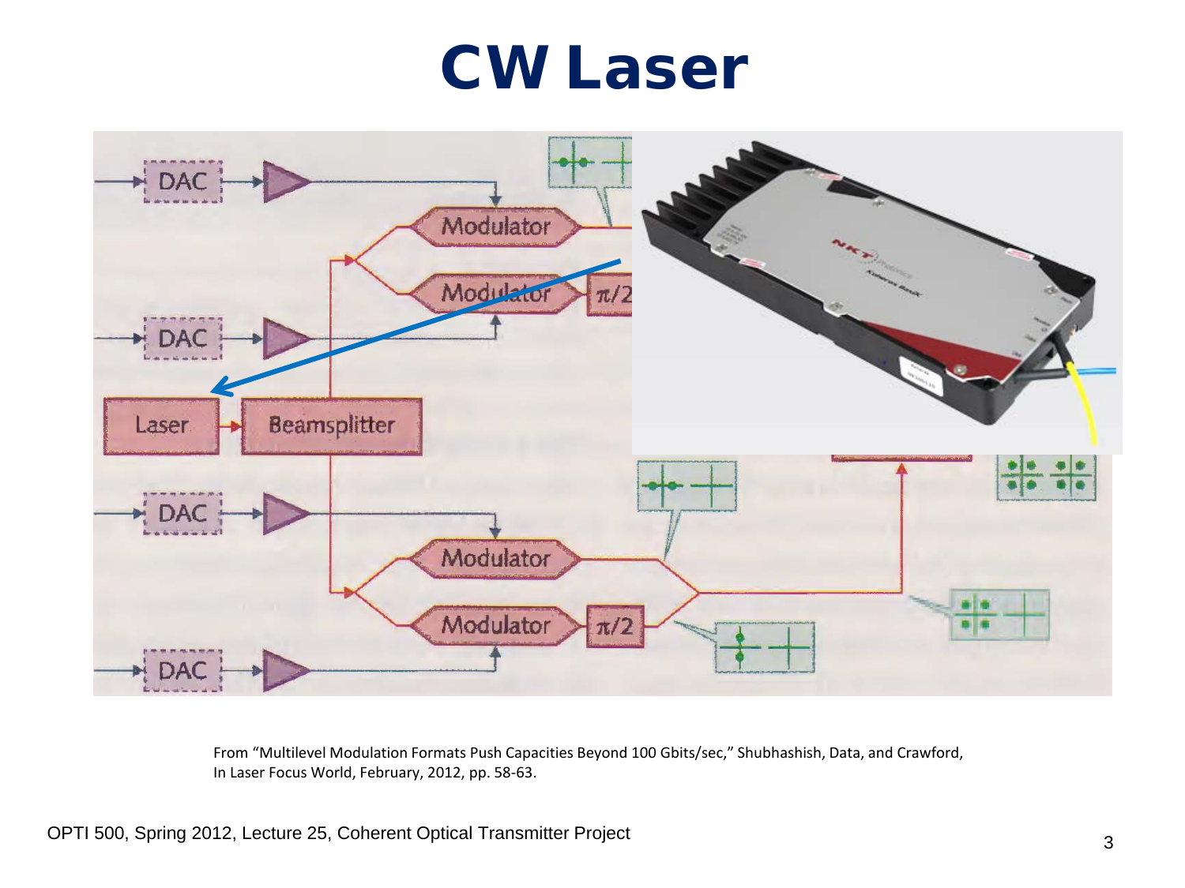# CW Laser

From "Multilevel Modulation Formats Push Capacities Beyond 100 Gbits/sec," Shubhashish, Data, and Crawford, In Laser Focus World, February, 2012, pp. 58-63.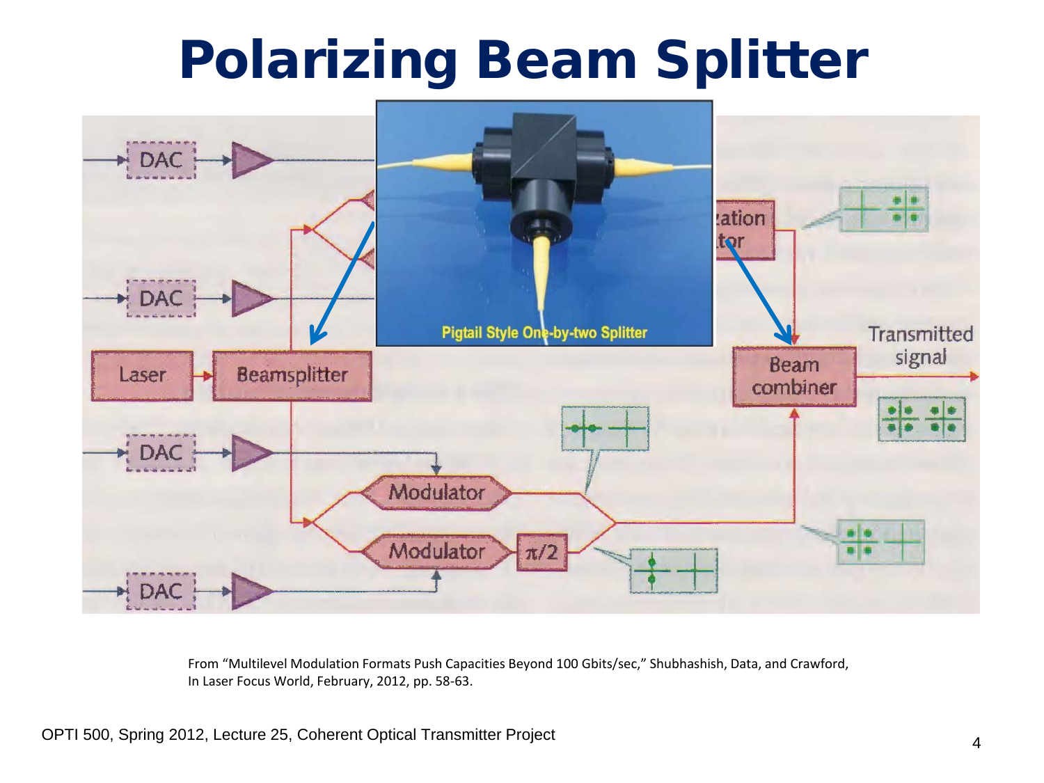# Polarizing Beam Splitter

DAC

DAC

DAC

DAC

Laser

Beamsplitter

Modulator

Modulator

$\pi/2$

Pigtail Style One-by-two Splitter

ation

tor

Beam combiner

Transmitted signal

From "Multilevel Modulation Formats Push Capacities Beyond 100 Gbits/sec," Shubhashish, Data, and Crawford, In Laser Focus World, February, 2012, pp. 58-63.

OPTI 500, Spring 2012, Lecture 25, Coherent Optical Transmitter Project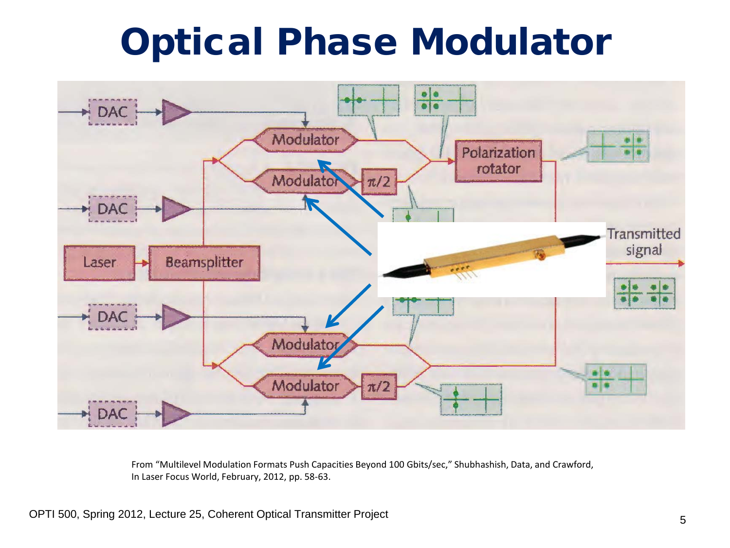# Optical Phase Modulator

DAC

DAC

DAC

DAC

Laser

Beamsplitter

Modulator

Modulator

$\pi/2$

Modulator

Modulator

$\pi/2$

Polarization rotator

Transmitted signal

From "Multilevel Modulation Formats Push Capacities Beyond 100 Gbits/sec," Shubhashish, Data, and Crawford, In Laser Focus World, February, 2012, pp. 58-63.

OPTI 500, Spring 2012, Lecture 25, Coherent Optical Transmitter Project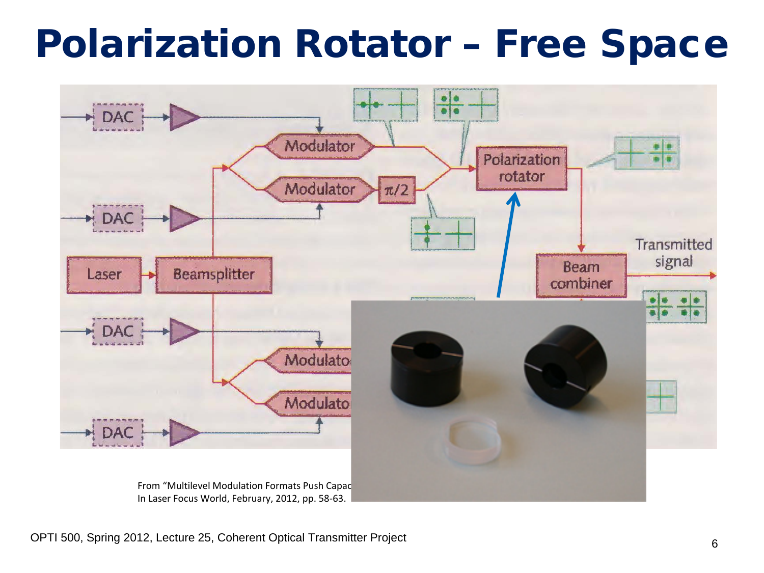# Polarization Rotator – Free Space

From "Multilevel Modulation Formats Push Capac
In Laser Focus World, February, 2012, pp. 58-63.

OPTI 500, Spring 2012, Lecture 25, Coherent Optical Transmitter Project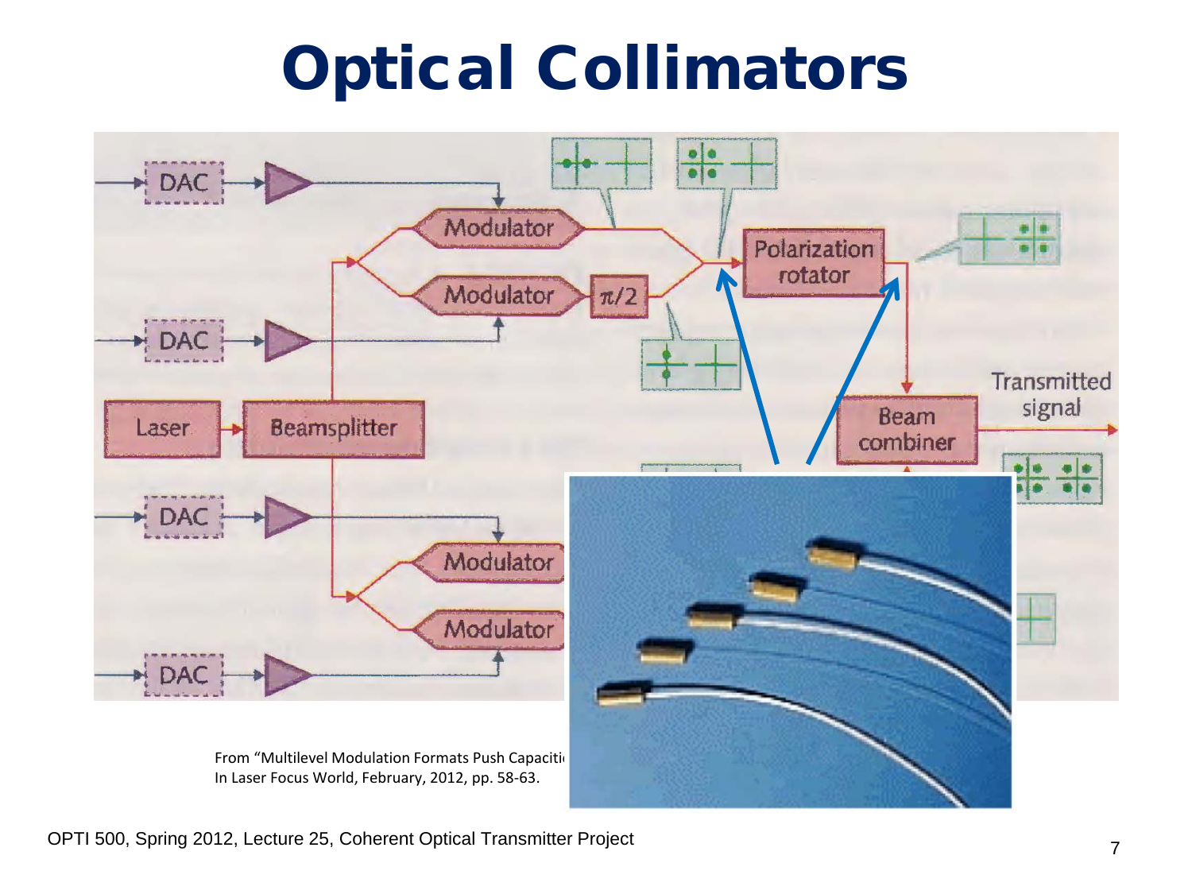# Optical Collimators

From "Multilevel Modulation Formats Push Capaciti
In Laser Focus World, February, 2012, pp. 58-63.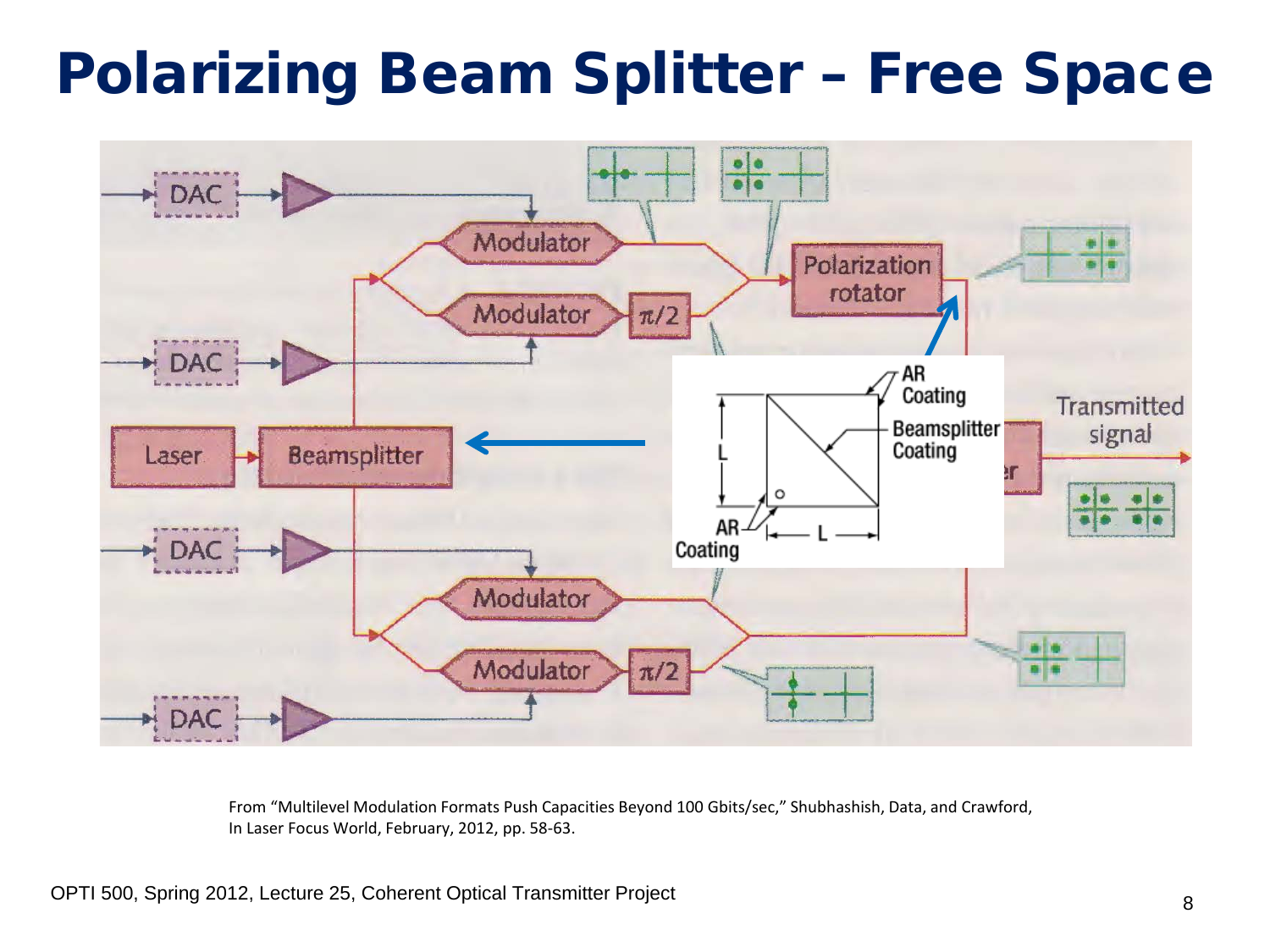# Polarizing Beam Splitter – Free Space

DAC

DAC

DAC

DAC

Modulator

Modulator

$\pi/2$

Modulator

Modulator

$\pi/2$

Laser

Beamsplitter

Polarization rotator

AR Coating

Beamsplitter Coating

AR Coating

L

L

Transmitted signal

From "Multilevel Modulation Formats Push Capacities Beyond 100 Gbits/sec," Shubhashish, Data, and Crawford, In Laser Focus World, February, 2012, pp. 58-63.

OPTI 500, Spring 2012, Lecture 25, Coherent Optical Transmitter Project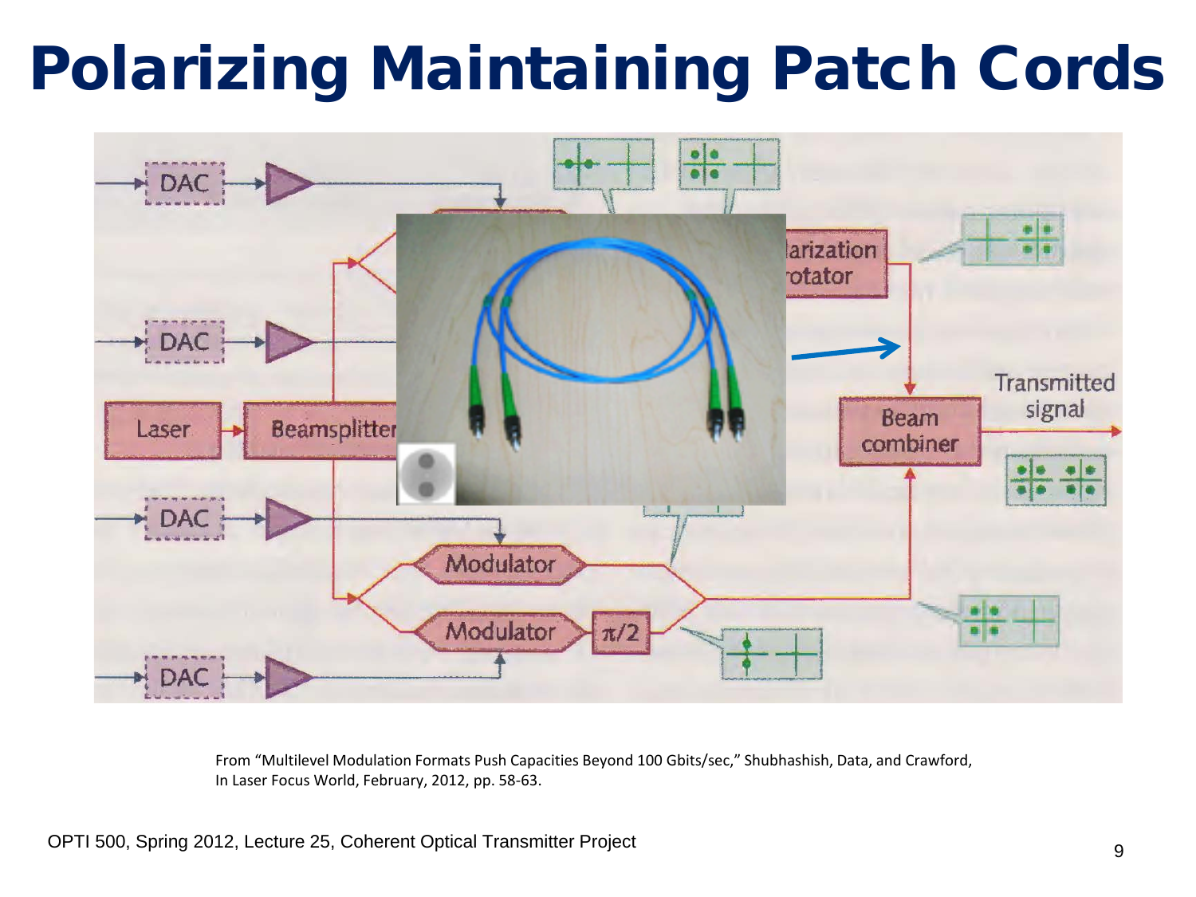# Polarizing Maintaining Patch Cords

From "Multilevel Modulation Formats Push Capacities Beyond 100 Gbits/sec," Shubhashish, Data, and Crawford, In Laser Focus World, February, 2012, pp. 58-63.

OPTI 500, Spring 2012, Lecture 25, Coherent Optical Transmitter Project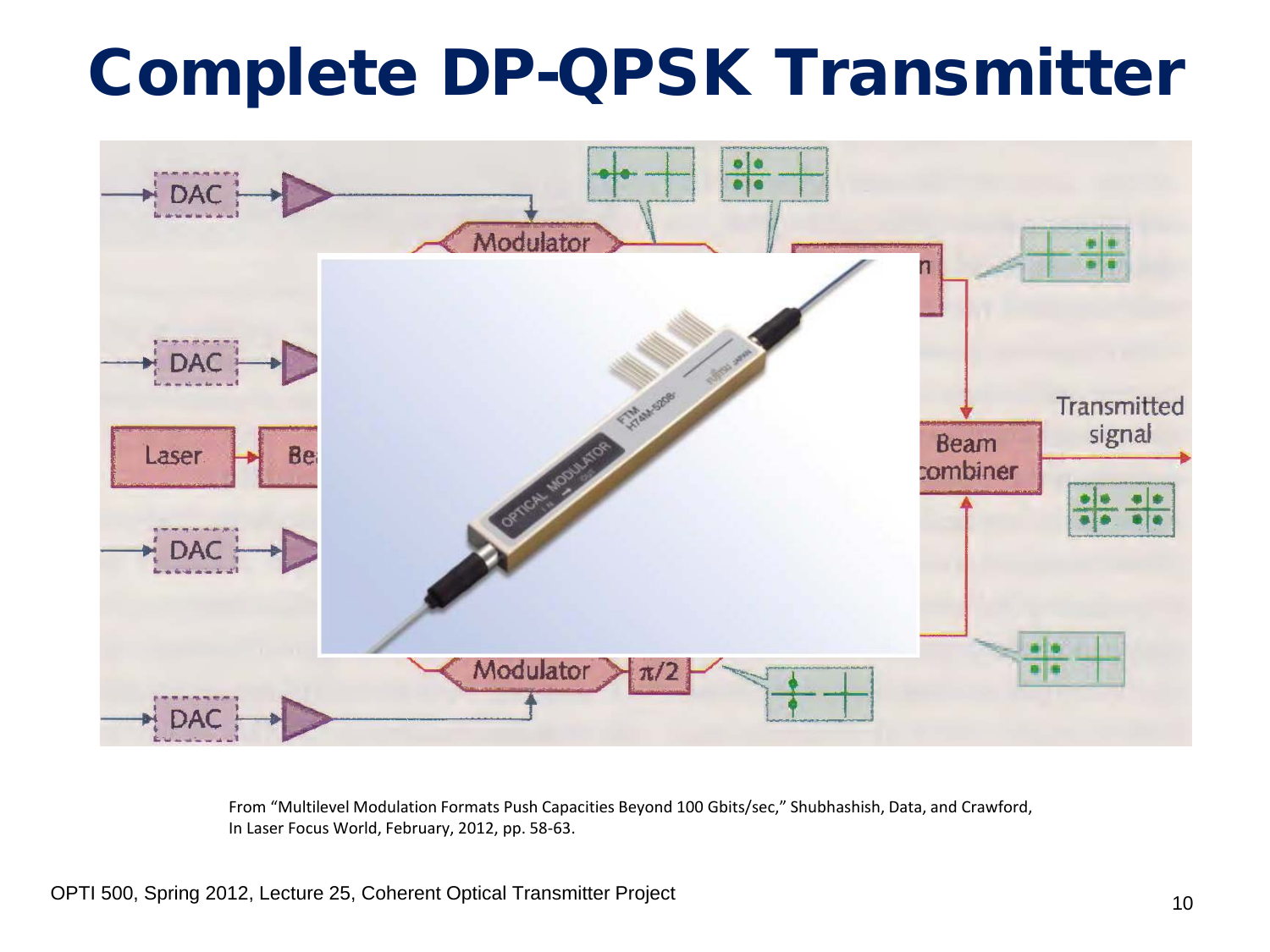# Complete DP-QPSK Transmitter

DAC

DAC

DAC

DAC

Laser

Modulator

Modulator

$\pi/2$

Beam combiner

Transmitted signal

From "Multilevel Modulation Formats Push Capacities Beyond 100 Gbits/sec," Shubhashish, Data, and Crawford, In Laser Focus World, February, 2012, pp. 58-63.